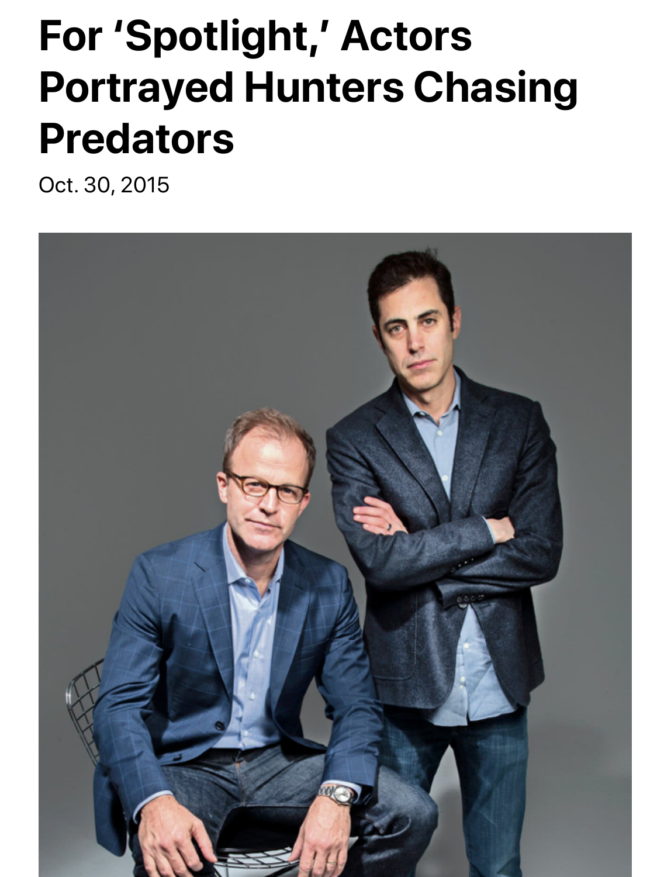# For 'Spotlight,' Actors Portrayed Hunters Chasing Predators

Oct. 30, 2015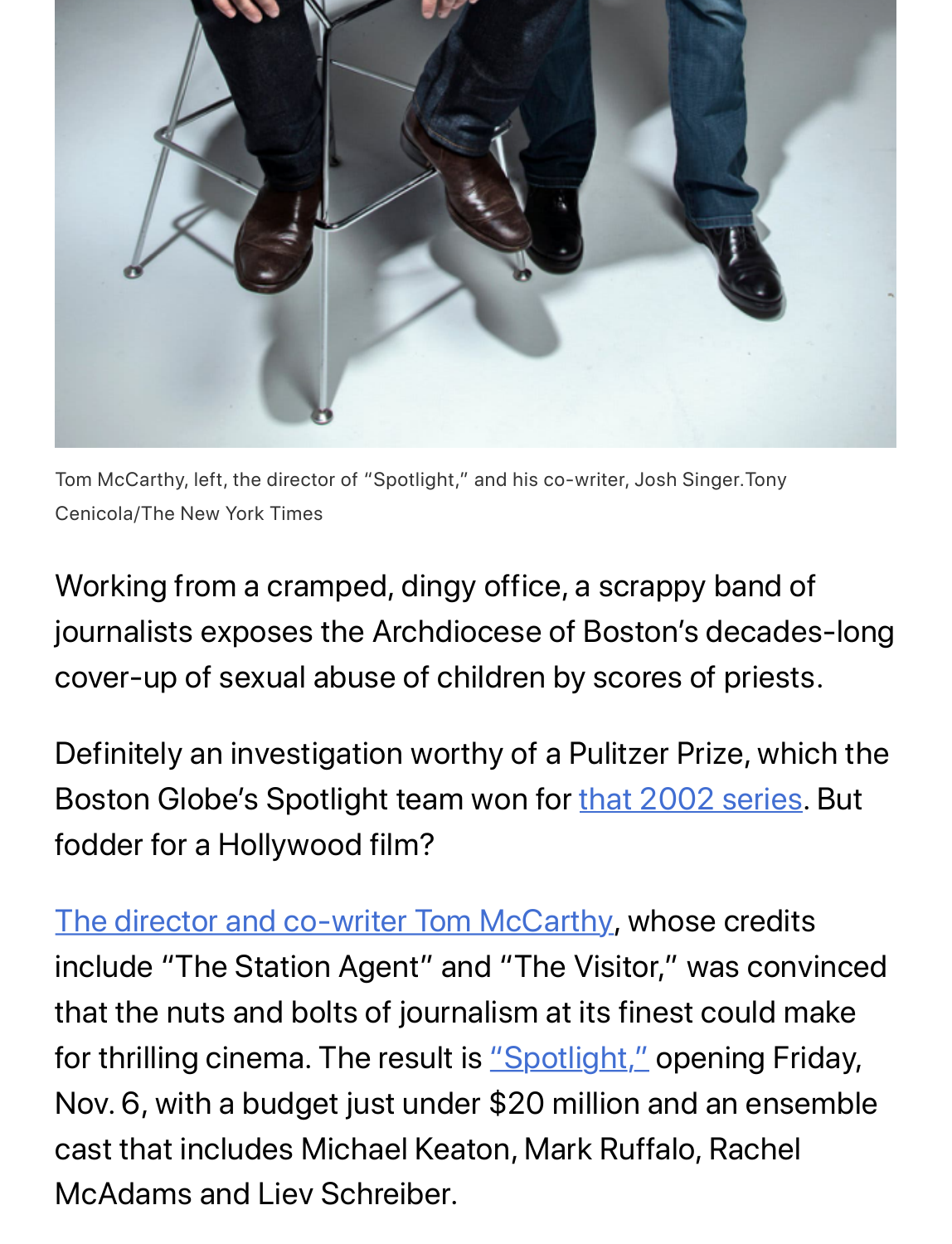Tom McCarthy, left, the director of "Spotlight," and his co-writer, Josh Singer. Tony Cenicola/The New York Times

Working from a cramped, dingy office, a scrappy band of journalists exposes the Archdiocese of Boston's decades-long cover-up of sexual abuse of children by scores of priests.

Definitely an investigation worthy of a Pulitzer Prize, which the Boston Globe's Spotlight team won for that 2002 series. But fodder for a Hollywood film?

The director and co-writer Tom McCarthy, whose credits include "The Station Agent" and "The Visitor," was convinced that the nuts and bolts of journalism at its finest could make for thrilling cinema. The result is "Spotlight," opening Friday, Nov. 6, with a budget just under $20 million and an ensemble cast that includes Michael Keaton, Mark Ruffalo, Rachel McAdams and Liev Schreiber.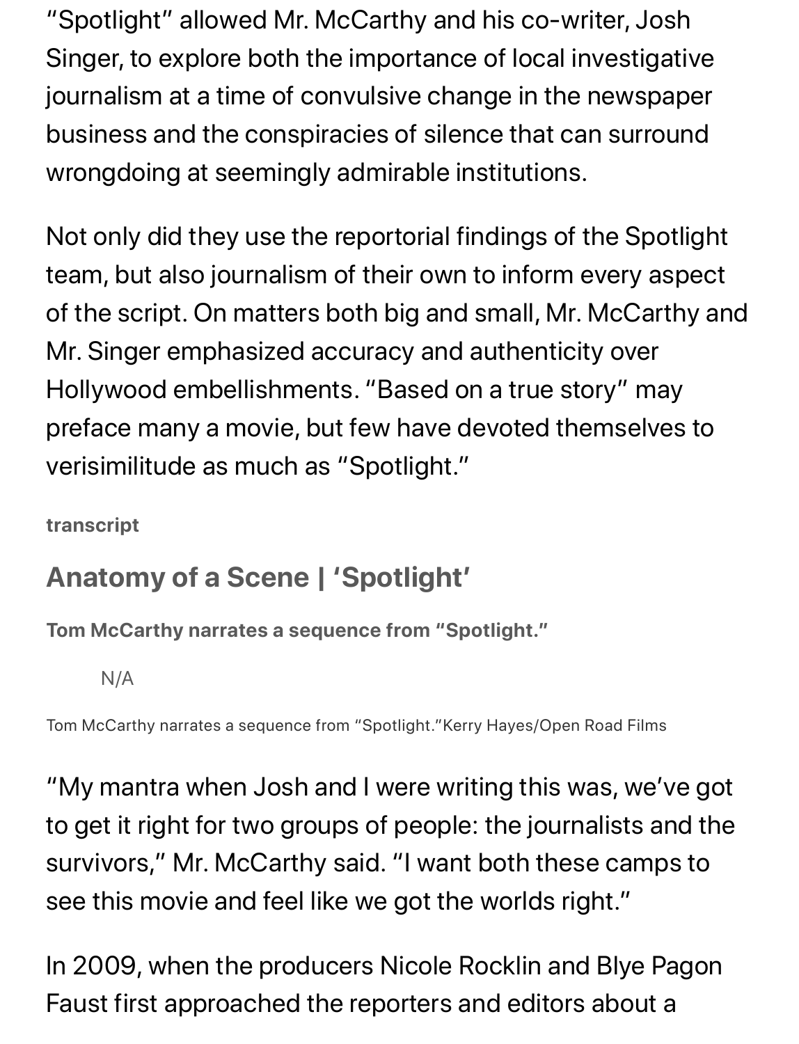"Spotlight" allowed Mr. McCarthy and his co-writer, Josh Singer, to explore both the importance of local investigative journalism at a time of convulsive change in the newspaper business and the conspiracies of silence that can surround wrongdoing at seemingly admirable institutions.

Not only did they use the reportorial findings of the Spotlight team, but also journalism of their own to inform every aspect of the script. On matters both big and small, Mr. McCarthy and Mr. Singer emphasized accuracy and authenticity over Hollywood embellishments. "Based on a true story" may preface many a movie, but few have devoted themselves to verisimilitude as much as "Spotlight."

**transcript**

## Anatomy of a Scene | 'Spotlight'

**Tom McCarthy narrates a sequence from "Spotlight."**

N/A

Tom McCarthy narrates a sequence from "Spotlight."Kerry Hayes/Open Road Films

"My mantra when Josh and I were writing this was, we've got to get it right for two groups of people: the journalists and the survivors," Mr. McCarthy said. "I want both these camps to see this movie and feel like we got the worlds right."

In 2009, when the producers Nicole Rocklin and Blye Pagon Faust first approached the reporters and editors about a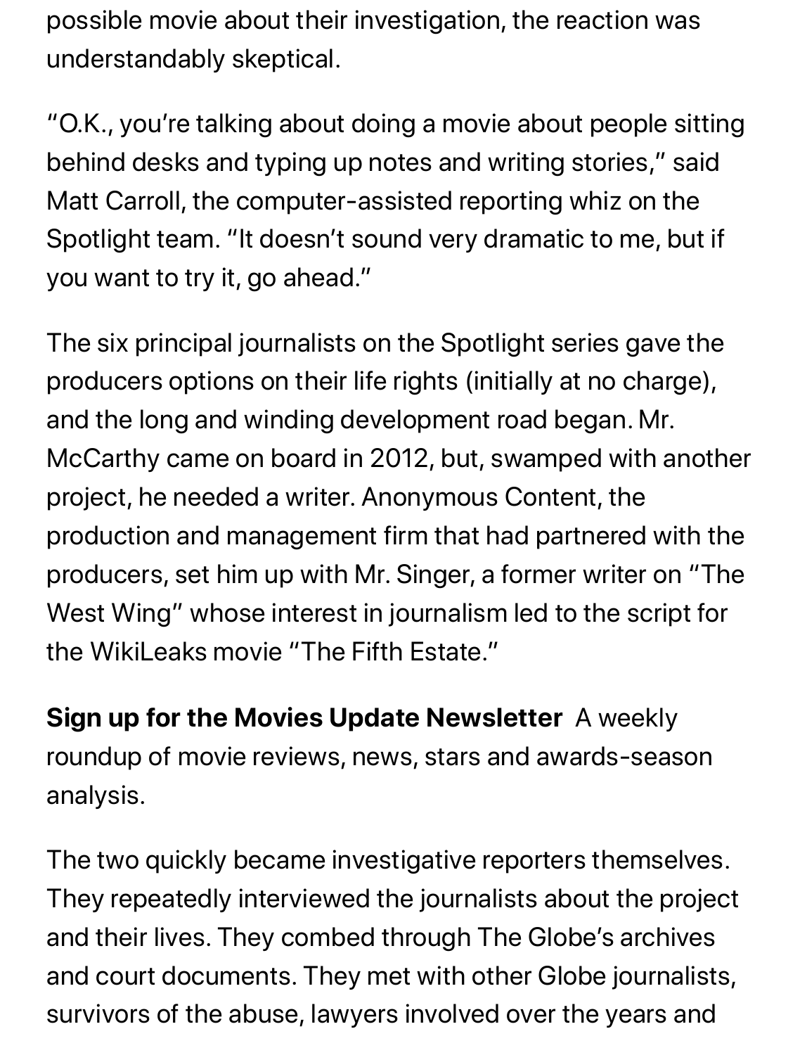possible movie about their investigation, the reaction was understandably skeptical.

"O.K., you're talking about doing a movie about people sitting behind desks and typing up notes and writing stories," said Matt Carroll, the computer-assisted reporting whiz on the Spotlight team. "It doesn't sound very dramatic to me, but if you want to try it, go ahead."

The six principal journalists on the Spotlight series gave the producers options on their life rights (initially at no charge), and the long and winding development road began. Mr. McCarthy came on board in 2012, but, swamped with another project, he needed a writer. Anonymous Content, the production and management firm that had partnered with the producers, set him up with Mr. Singer, a former writer on "The West Wing" whose interest in journalism led to the script for the WikiLeaks movie "The Fifth Estate."

**Sign up for the Movies Update Newsletter** A weekly roundup of movie reviews, news, stars and awards-season analysis.

The two quickly became investigative reporters themselves. They repeatedly interviewed the journalists about the project and their lives. They combed through The Globe's archives and court documents. They met with other Globe journalists, survivors of the abuse, lawyers involved over the years and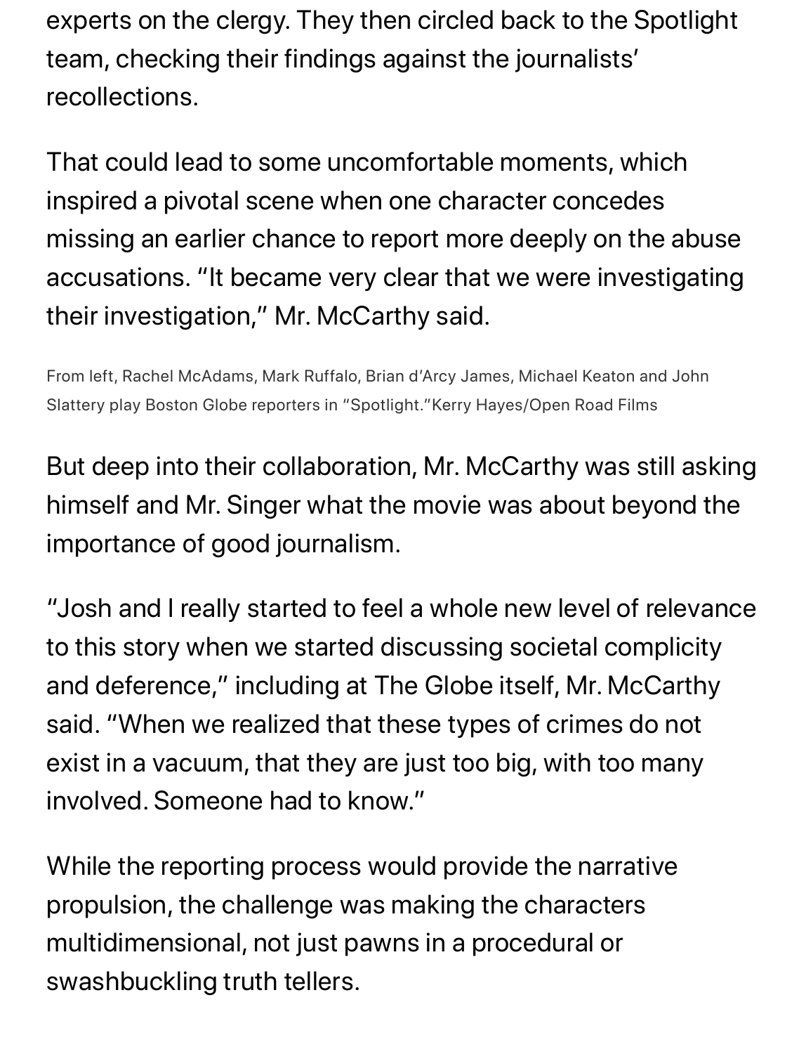experts on the clergy. They then circled back to the Spotlight team, checking their findings against the journalists' recollections.

That could lead to some uncomfortable moments, which inspired a pivotal scene when one character concedes missing an earlier chance to report more deeply on the abuse accusations. "It became very clear that we were investigating their investigation," Mr. McCarthy said.

From left, Rachel McAdams, Mark Ruffalo, Brian d'Arcy James, Michael Keaton and John Slattery play Boston Globe reporters in "Spotlight."Kerry Hayes/Open Road Films

But deep into their collaboration, Mr. McCarthy was still asking himself and Mr. Singer what the movie was about beyond the importance of good journalism.

"Josh and I really started to feel a whole new level of relevance to this story when we started discussing societal complicity and deference," including at The Globe itself, Mr. McCarthy said. "When we realized that these types of crimes do not exist in a vacuum, that they are just too big, with too many involved. Someone had to know."

While the reporting process would provide the narrative propulsion, the challenge was making the characters multidimensional, not just pawns in a procedural or swashbuckling truth tellers.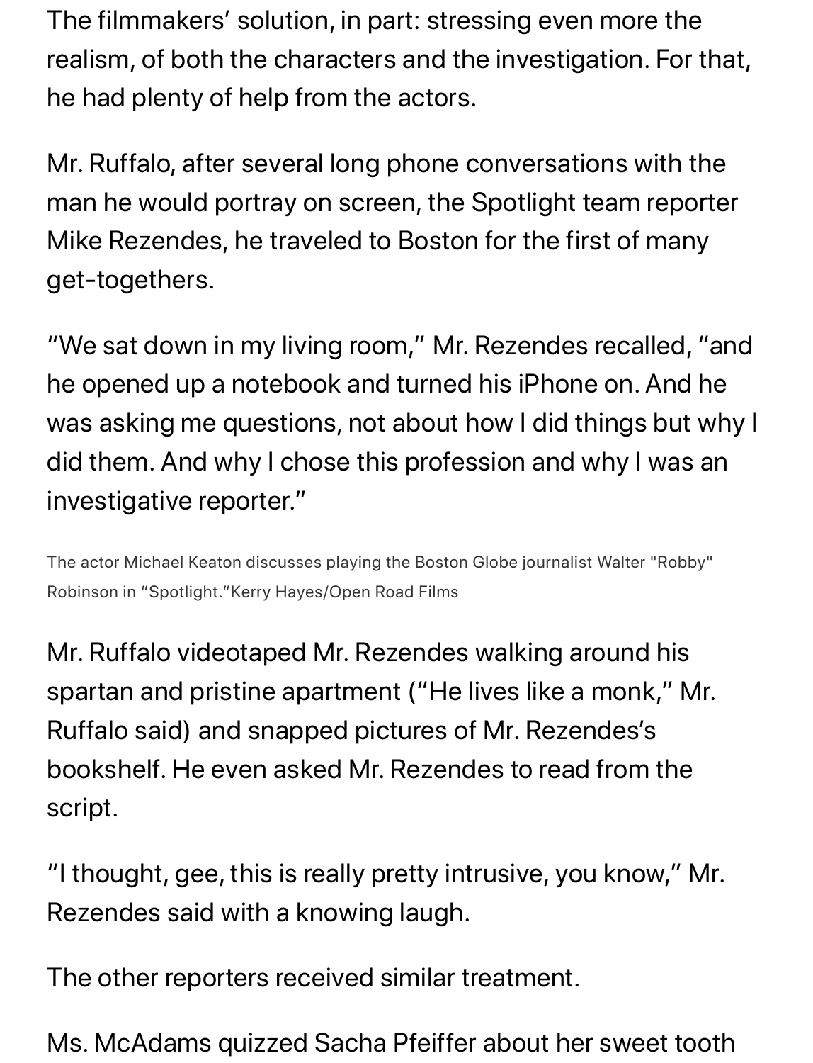The filmmakers' solution, in part: stressing even more the realism, of both the characters and the investigation. For that, he had plenty of help from the actors.

Mr. Ruffalo, after several long phone conversations with the man he would portray on screen, the Spotlight team reporter Mike Rezendes, he traveled to Boston for the first of many get-togethers.

"We sat down in my living room," Mr. Rezendes recalled, "and he opened up a notebook and turned his iPhone on. And he was asking me questions, not about how I did things but why I did them. And why I chose this profession and why I was an investigative reporter."

The actor Michael Keaton discusses playing the Boston Globe journalist Walter "Robby" Robinson in "Spotlight."Kerry Hayes/Open Road Films

Mr. Ruffalo videotaped Mr. Rezendes walking around his spartan and pristine apartment ("He lives like a monk," Mr. Ruffalo said) and snapped pictures of Mr. Rezendes's bookshelf. He even asked Mr. Rezendes to read from the script.

"I thought, gee, this is really pretty intrusive, you know," Mr. Rezendes said with a knowing laugh.

The other reporters received similar treatment.

Ms. McAdams quizzed Sacha Pfeiffer about her sweet tooth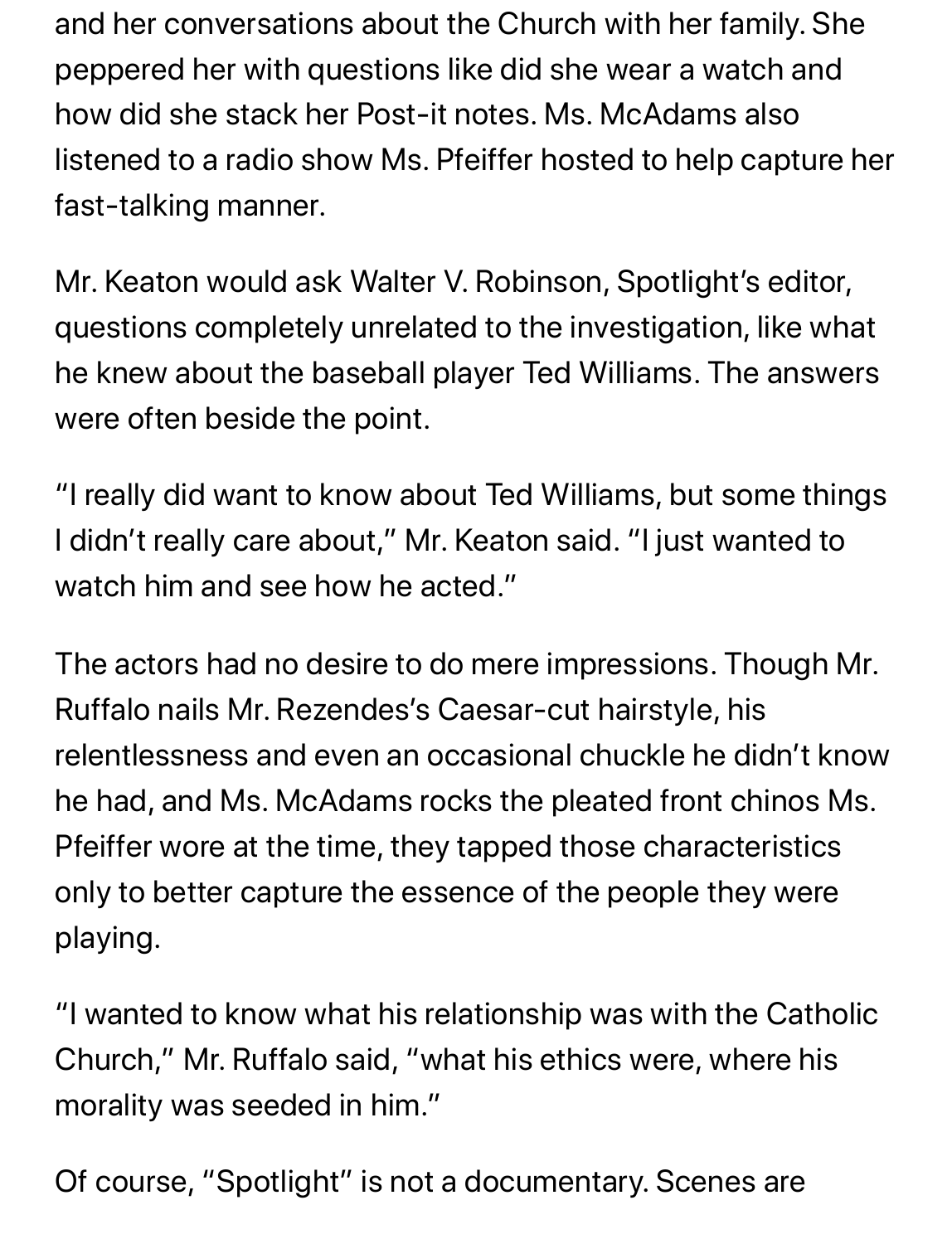and her conversations about the Church with her family. She peppered her with questions like did she wear a watch and how did she stack her Post-it notes. Ms. McAdams also listened to a radio show Ms. Pfeiffer hosted to help capture her fast-talking manner.

Mr. Keaton would ask Walter V. Robinson, Spotlight's editor, questions completely unrelated to the investigation, like what he knew about the baseball player Ted Williams. The answers were often beside the point.

"I really did want to know about Ted Williams, but some things I didn't really care about," Mr. Keaton said. "I just wanted to watch him and see how he acted."

The actors had no desire to do mere impressions. Though Mr. Ruffalo nails Mr. Rezendes's Caesar-cut hairstyle, his relentlessness and even an occasional chuckle he didn't know he had, and Ms. McAdams rocks the pleated front chinos Ms. Pfeiffer wore at the time, they tapped those characteristics only to better capture the essence of the people they were playing.

"I wanted to know what his relationship was with the Catholic Church," Mr. Ruffalo said, "what his ethics were, where his morality was seeded in him."

Of course, "Spotlight" is not a documentary. Scenes are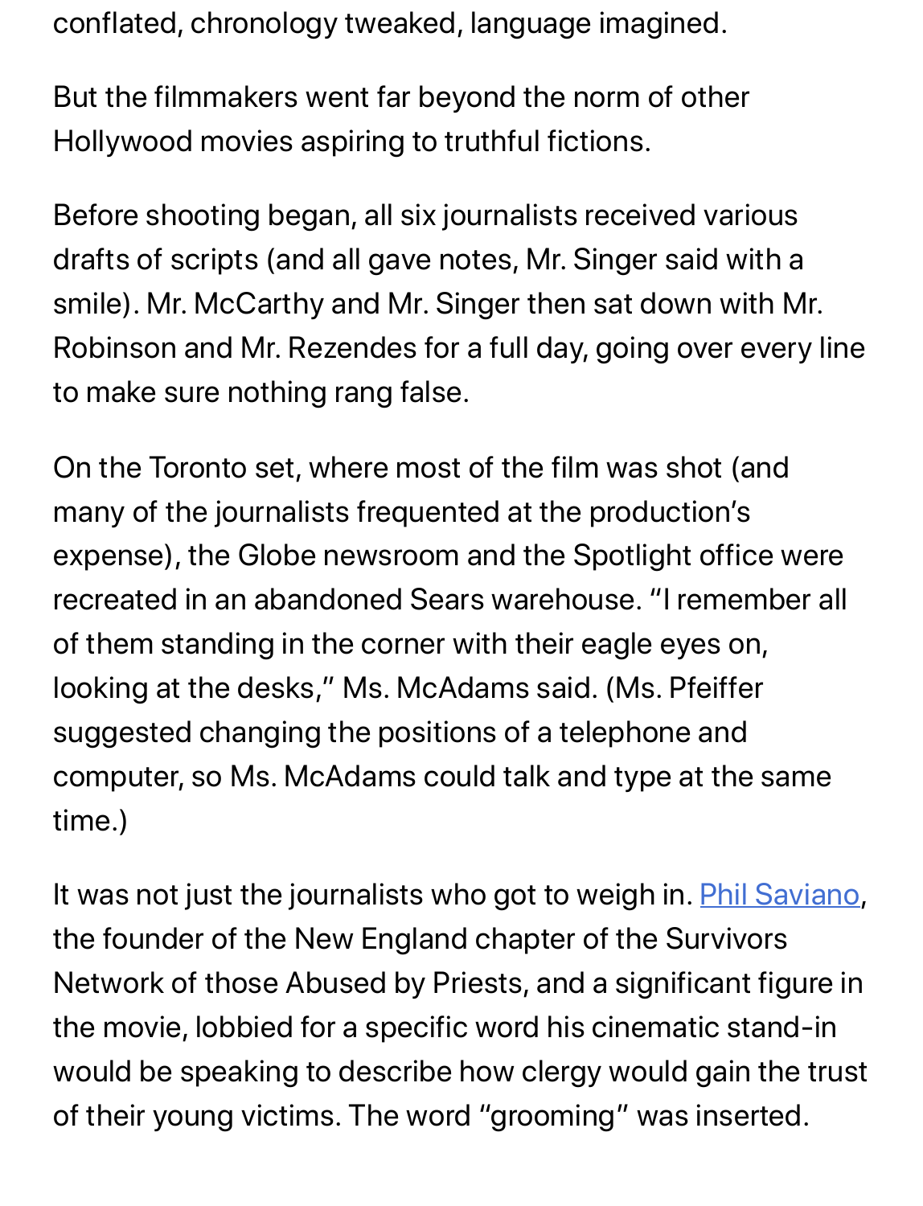conflated, chronology tweaked, language imagined.

But the filmmakers went far beyond the norm of other Hollywood movies aspiring to truthful fictions.

Before shooting began, all six journalists received various drafts of scripts (and all gave notes, Mr. Singer said with a smile). Mr. McCarthy and Mr. Singer then sat down with Mr. Robinson and Mr. Rezendes for a full day, going over every line to make sure nothing rang false.

On the Toronto set, where most of the film was shot (and many of the journalists frequented at the production's expense), the Globe newsroom and the Spotlight office were recreated in an abandoned Sears warehouse. "I remember all of them standing in the corner with their eagle eyes on, looking at the desks," Ms. McAdams said. (Ms. Pfeiffer suggested changing the positions of a telephone and computer, so Ms. McAdams could talk and type at the same time.)

It was not just the journalists who got to weigh in. Phil Saviano, the founder of the New England chapter of the Survivors Network of those Abused by Priests, and a significant figure in the movie, lobbied for a specific word his cinematic stand-in would be speaking to describe how clergy would gain the trust of their young victims. The word "grooming" was inserted.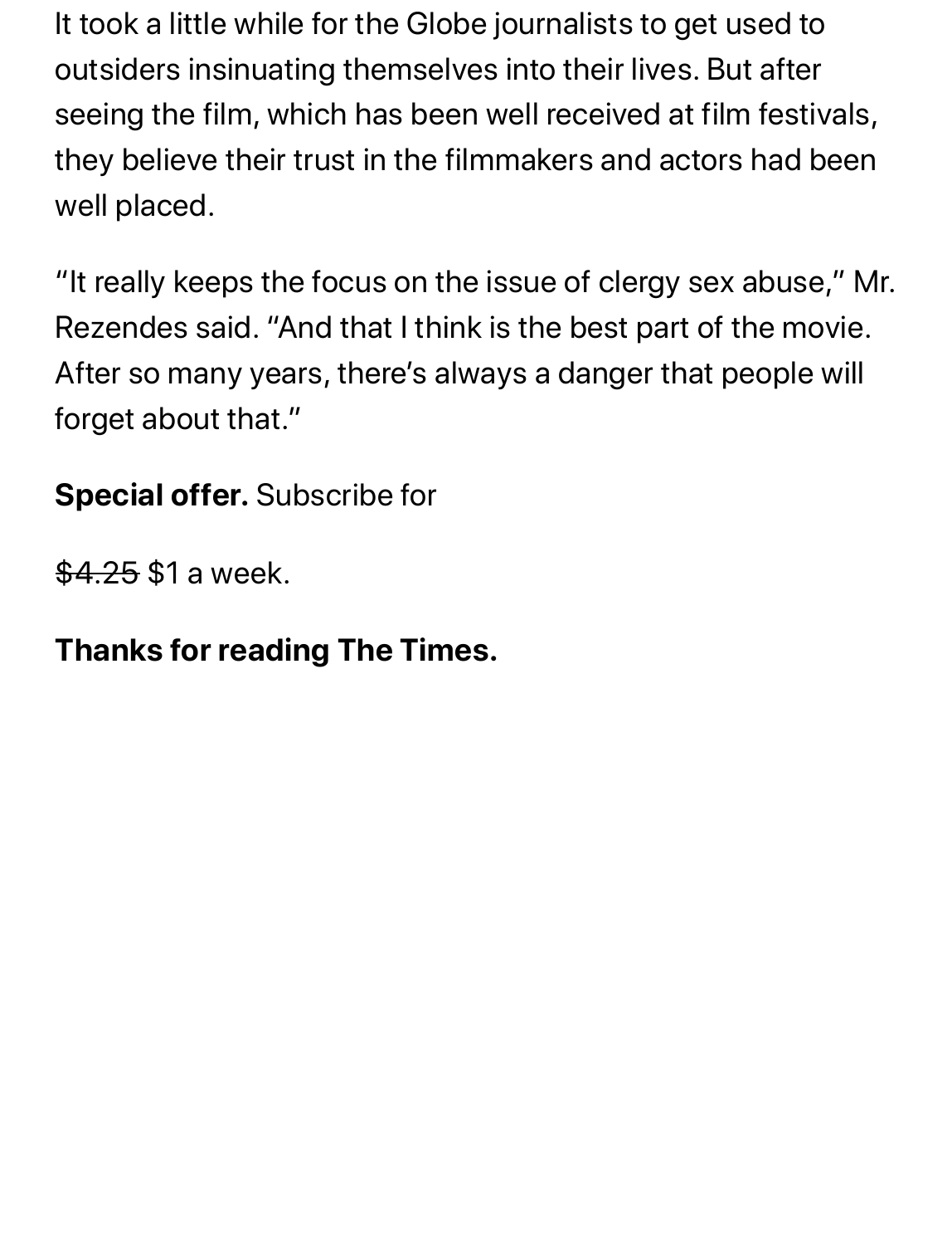It took a little while for the Globe journalists to get used to outsiders insinuating themselves into their lives. But after seeing the film, which has been well received at film festivals, they believe their trust in the filmmakers and actors had been well placed.

"It really keeps the focus on the issue of clergy sex abuse," Mr. Rezendes said. "And that I think is the best part of the movie. After so many years, there's always a danger that people will forget about that."

**Special offer.** Subscribe for

~~$4.25~~ $1 a week.

**Thanks for reading The Times.**